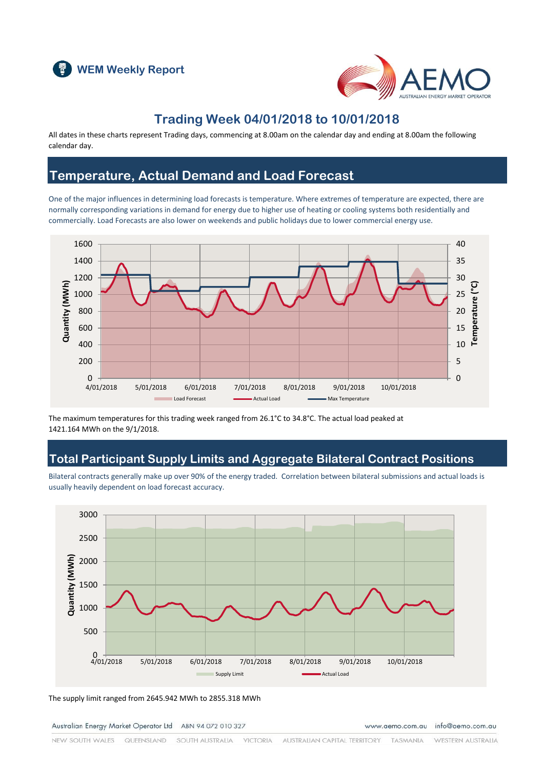WEM Weekly Report

# Trading Week 04/01/2018 to 10/01/2018

All dates in these charts represent Trading days, commencing at 8.00am on the calendar day and ending at 8.00am the following calendar day.

## Temperature, Actual Demand and Load Forecast

One of the major influences in determining load forecasts is temperature. Where extremes of temperature are expected, there are normally corresponding variations in demand for energy due to higher use of heating or cooling systems both residentially and commercially. Load Forecasts are also lower on weekends and public holidays due to lower commercial energy use.

The maximum temperatures for this trading week ranged from 26.1°C to 34.8°C. The actual load peaked at 1421.164 MWh on the 9/1/2018.

## Total Participant Supply Limits and Aggregate Bilateral Contract Positions

Bilateral contracts generally make up over 90% of the energy traded. Correlation between bilateral submissions and actual loads is usually heavily dependent on load forecast accuracy.

The supply limit ranged from 2645.942 MWh to 2855.318 MWh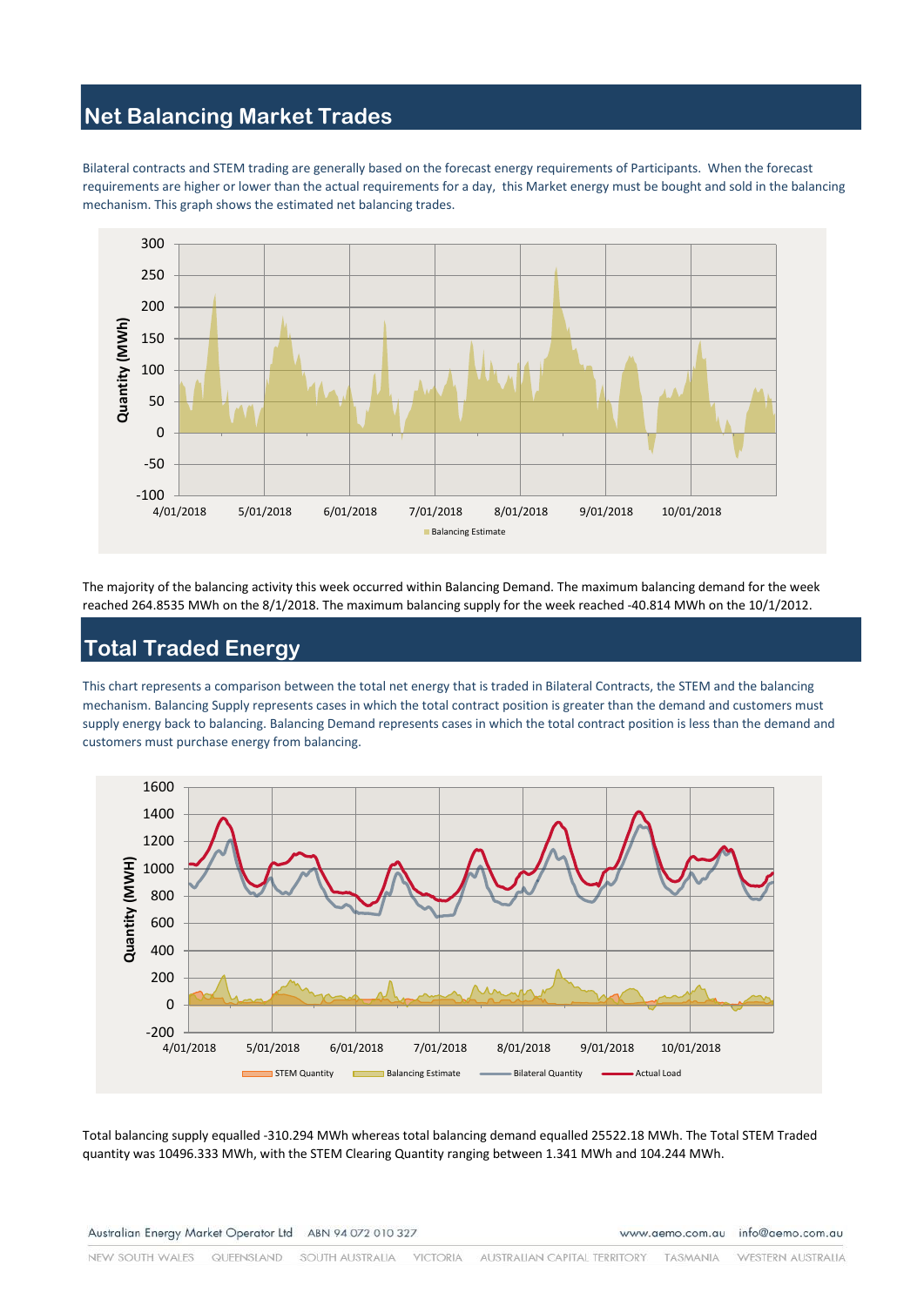## Net Balancing Market Trades

Bilateral contracts and STEM trading are generally based on the forecast energy requirements of Participants. When the forecast requirements are higher or lower than the actual requirements for a day, this Market energy must be bought and sold in the balancing mechanism. This graph shows the estimated net balancing trades.

The majority of the balancing activity this week occurred within Balancing Demand. The maximum balancing demand for the week reached 264.8535 MWh on the 8/1/2018. The maximum balancing supply for the week reached -40.814 MWh on the 10/1/2012.

## Total Traded Energy

This chart represents a comparison between the total net energy that is traded in Bilateral Contracts, the STEM and the balancing mechanism. Balancing Supply represents cases in which the total contract position is greater than the demand and customers must supply energy back to balancing. Balancing Demand represents cases in which the total contract position is less than the demand and customers must purchase energy from balancing.

Total balancing supply equalled -310.294 MWh whereas total balancing demand equalled 25522.18 MWh. The Total STEM Traded quantity was 10496.333 MWh, with the STEM Clearing Quantity ranging between 1.341 MWh and 104.244 MWh.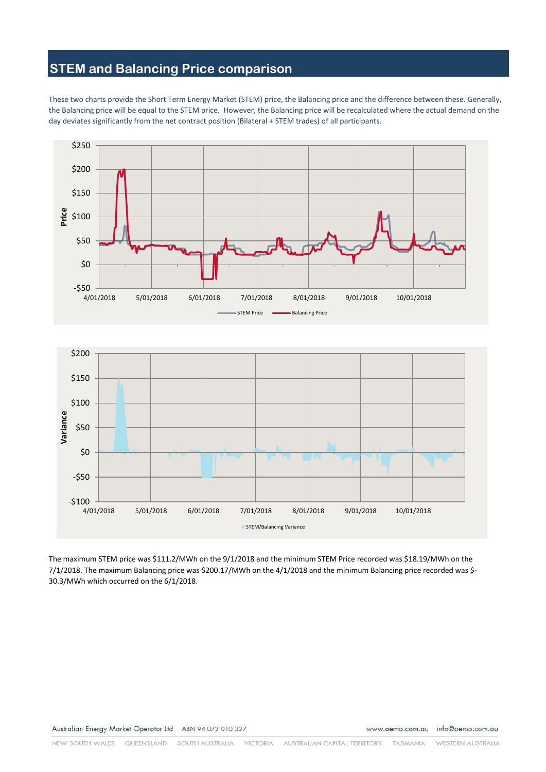## STEM and Balancing Price comparison

These two charts provide the Short Term Energy Market (STEM) price, the Balancing price and the difference between these. Generally, the Balancing price will be equal to the STEM price. However, the Balancing price will be recalculated where the actual demand on the day deviates significantly from the net contract position (Bilateral + STEM trades) of all participants.

Price

$250
$200
$150
$100
$50
$0
-$50

4/01/2018 5/01/2018 6/01/2018 7/01/2018 8/01/2018 9/01/2018 10/01/2018

STEM Price
Balancing Price

Variance

$200
$150
$100
$50
$0
-$50
-$100

4/01/2018 5/01/2018 6/01/2018 7/01/2018 8/01/2018 9/01/2018 10/01/2018

STEM/Balancing Variance

The maximum STEM price was $111.2/MWh on the 9/1/2018 and the minimum STEM Price recorded was $18.19/MWh on the 7/1/2018. The maximum Balancing price was $200.17/MWh on the 4/1/2018 and the minimum Balancing price recorded was $-30.3/MWh which occurred on the 6/1/2018.